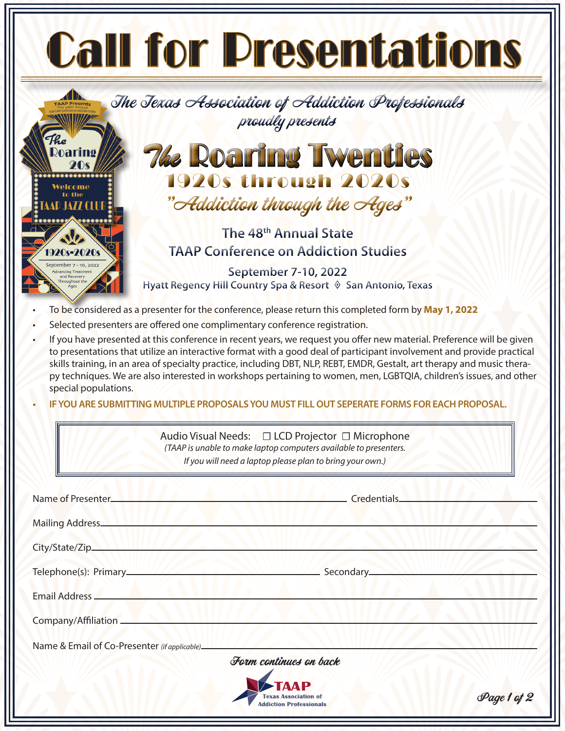# Call for Presentations

*The Texas Association of Addiction Professionals*
*proudly presents*

## The Roaring Twenties

### 1920s through 2020s

### *"Addiction through the Ages"*

The 48th Annual State
TAAP Conference on Addiction Studies

September 7-10, 2022
Hyatt Regency Hill Country Spa & Resort ◊ San Antonio, Texas

- To be considered as a presenter for the conference, please return this completed form by **May 1, 2022**
- Selected presenters are offered one complimentary conference registration.
- If you have presented at this conference in recent years, we request you offer new material. Preference will be given to presentations that utilize an interactive format with a good deal of participant involvement and provide practical skills training, in an area of specialty practice, including DBT, NLP, REBT, EMDR, Gestalt, art therapy and music therapy techniques. We are also interested in workshops pertaining to women, men, LGBTQIA, children's issues, and other special populations.
- **IF YOU ARE SUBMITTING MULTIPLE PROPOSALS YOU MUST FILL OUT SEPERATE FORMS FOR EACH PROPOSAL.**

Audio Visual Needs: ☐ LCD Projector ☐ Microphone
*(TAAP is unable to make laptop computers available to presenters. If you will need a laptop please plan to bring your own.)*

Name of Presenter\_\_\_\_\_\_\_\_\_\_\_\_\_\_\_\_\_\_\_\_ Credentials\_\_\_\_\_\_\_\_\_\_\_\_\_\_\_\_\_\_\_\_

Mailing Address\_\_\_\_\_\_\_\_\_\_\_\_\_\_\_\_\_\_\_\_\_\_\_\_\_\_\_\_\_\_\_\_\_\_\_\_\_\_\_\_

City/State/Zip\_\_\_\_\_\_\_\_\_\_\_\_\_\_\_\_\_\_\_\_\_\_\_\_\_\_\_\_\_\_\_\_\_\_\_\_\_\_\_\_

Telephone(s): Primary\_\_\_\_\_\_\_\_\_\_\_\_\_\_\_\_\_\_\_\_ Secondary\_\_\_\_\_\_\_\_\_\_\_\_\_\_\_\_\_\_\_\_

Email Address \_\_\_\_\_\_\_\_\_\_\_\_\_\_\_\_\_\_\_\_\_\_\_\_\_\_\_\_\_\_\_\_\_\_\_\_\_\_\_\_

Company/Affiliation \_\_\_\_\_\_\_\_\_\_\_\_\_\_\_\_\_\_\_\_\_\_\_\_\_\_\_\_\_\_\_\_\_\_\_\_\_\_\_\_

Name & Email of Co-Presenter *(if applicable)*\_\_\_\_\_\_\_\_\_\_\_\_\_\_\_\_\_\_\_\_\_\_\_\_\_\_\_\_\_\_\_\_\_\_\_\_\_\_\_\_

*Form continues on back*

TAAP
Texas Association of Addiction Professionals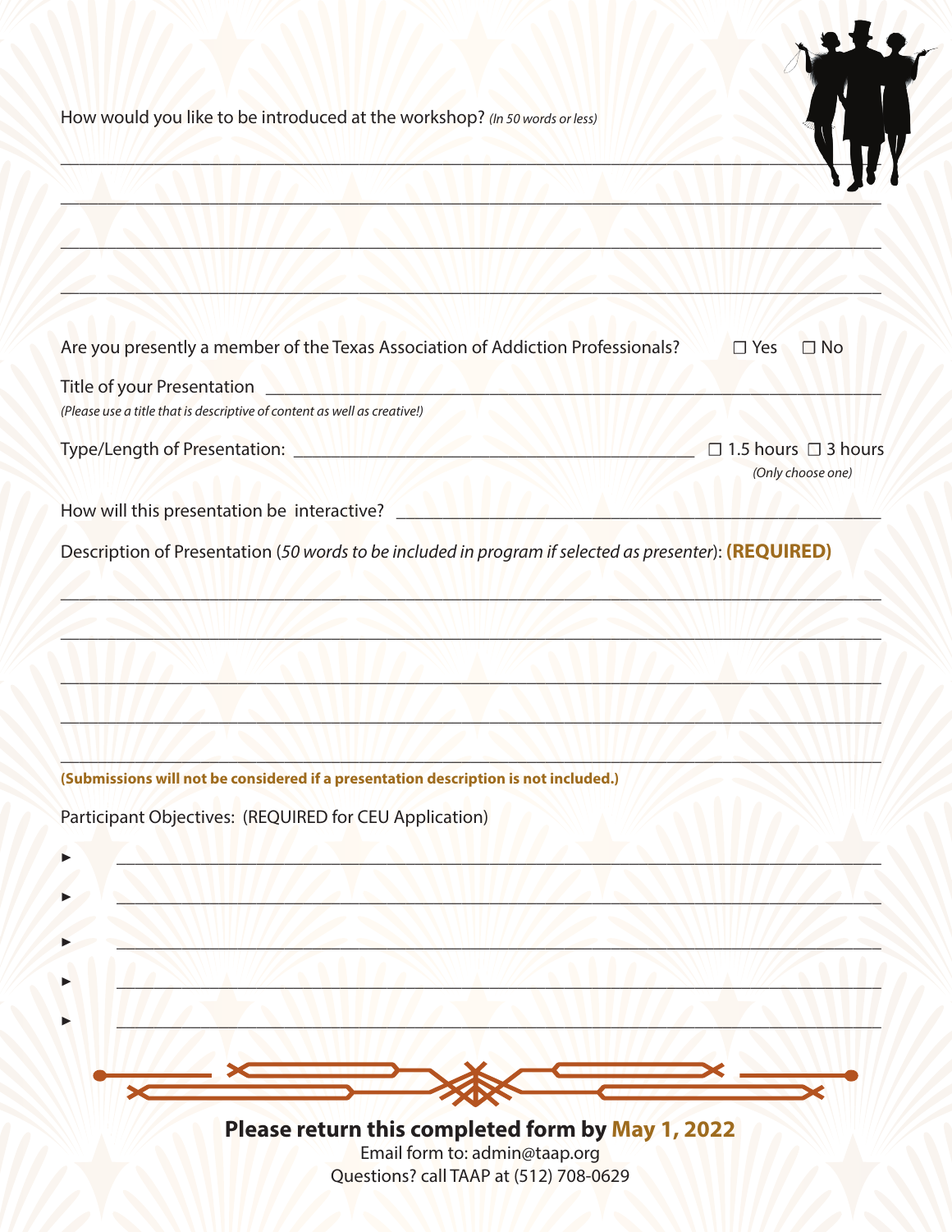How would you like to be introduced at the workshop? *(In 50 words or less)*

\_\_\_\_\_\_\_\_\_\_\_\_\_\_\_\_\_\_\_\_\_\_\_\_\_\_\_\_\_\_\_\_\_\_\_\_\_\_\_\_\_\_\_\_\_\_\_\_\_\_\_\_\_\_\_\_\_\_\_\_\_\_\_\_\_\_\_\_\_\_\_\_

\_\_\_\_\_\_\_\_\_\_\_\_\_\_\_\_\_\_\_\_\_\_\_\_\_\_\_\_\_\_\_\_\_\_\_\_\_\_\_\_\_\_\_\_\_\_\_\_\_\_\_\_\_\_\_\_\_\_\_\_\_\_\_\_\_\_\_\_\_\_\_\_

\_\_\_\_\_\_\_\_\_\_\_\_\_\_\_\_\_\_\_\_\_\_\_\_\_\_\_\_\_\_\_\_\_\_\_\_\_\_\_\_\_\_\_\_\_\_\_\_\_\_\_\_\_\_\_\_\_\_\_\_\_\_\_\_\_\_\_\_\_\_\_\_

\_\_\_\_\_\_\_\_\_\_\_\_\_\_\_\_\_\_\_\_\_\_\_\_\_\_\_\_\_\_\_\_\_\_\_\_\_\_\_\_\_\_\_\_\_\_\_\_\_\_\_\_\_\_\_\_\_\_\_\_\_\_\_\_\_\_\_\_\_\_\_\_

Are you presently a member of the Texas Association of Addiction Professionals? ☐ Yes ☐ No

Title of your Presentation \_\_\_\_\_\_\_\_\_\_\_\_\_\_\_\_\_\_\_\_\_\_\_\_\_\_\_\_\_\_\_\_\_\_\_\_\_\_\_\_\_\_\_\_\_\_\_\_\_\_

*(Please use a title that is descriptive of content as well as creative!)*

Type/Length of Presentation: \_\_\_\_\_\_\_\_\_\_\_\_\_\_\_\_\_\_\_\_\_\_\_\_\_\_\_\_\_\_\_\_\_ ☐ 1.5 hours ☐ 3 hours

*(Only choose one)*

How will this presentation be interactive? \_\_\_\_\_\_\_\_\_\_\_\_\_\_\_\_\_\_\_\_\_\_\_\_\_\_\_\_\_\_\_\_\_\_\_\_\_\_

Description of Presentation (*50 words to be included in program if selected as presenter*): **(REQUIRED)**

\_\_\_\_\_\_\_\_\_\_\_\_\_\_\_\_\_\_\_\_\_\_\_\_\_\_\_\_\_\_\_\_\_\_\_\_\_\_\_\_\_\_\_\_\_\_\_\_\_\_\_\_\_\_\_\_\_\_\_\_\_\_\_\_\_\_\_\_\_\_\_\_

\_\_\_\_\_\_\_\_\_\_\_\_\_\_\_\_\_\_\_\_\_\_\_\_\_\_\_\_\_\_\_\_\_\_\_\_\_\_\_\_\_\_\_\_\_\_\_\_\_\_\_\_\_\_\_\_\_\_\_\_\_\_\_\_\_\_\_\_\_\_\_\_

\_\_\_\_\_\_\_\_\_\_\_\_\_\_\_\_\_\_\_\_\_\_\_\_\_\_\_\_\_\_\_\_\_\_\_\_\_\_\_\_\_\_\_\_\_\_\_\_\_\_\_\_\_\_\_\_\_\_\_\_\_\_\_\_\_\_\_\_\_\_\_\_

\_\_\_\_\_\_\_\_\_\_\_\_\_\_\_\_\_\_\_\_\_\_\_\_\_\_\_\_\_\_\_\_\_\_\_\_\_\_\_\_\_\_\_\_\_\_\_\_\_\_\_\_\_\_\_\_\_\_\_\_\_\_\_\_\_\_\_\_\_\_\_\_

\_\_\_\_\_\_\_\_\_\_\_\_\_\_\_\_\_\_\_\_\_\_\_\_\_\_\_\_\_\_\_\_\_\_\_\_\_\_\_\_\_\_\_\_\_\_\_\_\_\_\_\_\_\_\_\_\_\_\_\_\_\_\_\_\_\_\_\_\_\_\_\_

**(Submissions will not be considered if a presentation description is not included.)**

Participant Objectives: (REQUIRED for CEU Application)

► \_\_\_\_\_\_\_\_\_\_\_\_\_\_\_\_\_\_\_\_\_\_\_\_\_\_\_\_\_\_\_\_\_\_\_\_\_\_\_\_\_\_\_\_\_\_\_\_\_\_\_\_\_\_\_\_\_\_\_\_\_\_\_\_\_\_

► \_\_\_\_\_\_\_\_\_\_\_\_\_\_\_\_\_\_\_\_\_\_\_\_\_\_\_\_\_\_\_\_\_\_\_\_\_\_\_\_\_\_\_\_\_\_\_\_\_\_\_\_\_\_\_\_\_\_\_\_\_\_\_\_\_\_

► \_\_\_\_\_\_\_\_\_\_\_\_\_\_\_\_\_\_\_\_\_\_\_\_\_\_\_\_\_\_\_\_\_\_\_\_\_\_\_\_\_\_\_\_\_\_\_\_\_\_\_\_\_\_\_\_\_\_\_\_\_\_\_\_\_\_

► \_\_\_\_\_\_\_\_\_\_\_\_\_\_\_\_\_\_\_\_\_\_\_\_\_\_\_\_\_\_\_\_\_\_\_\_\_\_\_\_\_\_\_\_\_\_\_\_\_\_\_\_\_\_\_\_\_\_\_\_\_\_\_\_\_\_

► \_\_\_\_\_\_\_\_\_\_\_\_\_\_\_\_\_\_\_\_\_\_\_\_\_\_\_\_\_\_\_\_\_\_\_\_\_\_\_\_\_\_\_\_\_\_\_\_\_\_\_\_\_\_\_\_\_\_\_\_\_\_\_\_\_\_

**Please return this completed form by May 1, 2022**

Email form to: admin@taap.org

Questions? call TAAP at (512) 708-0629